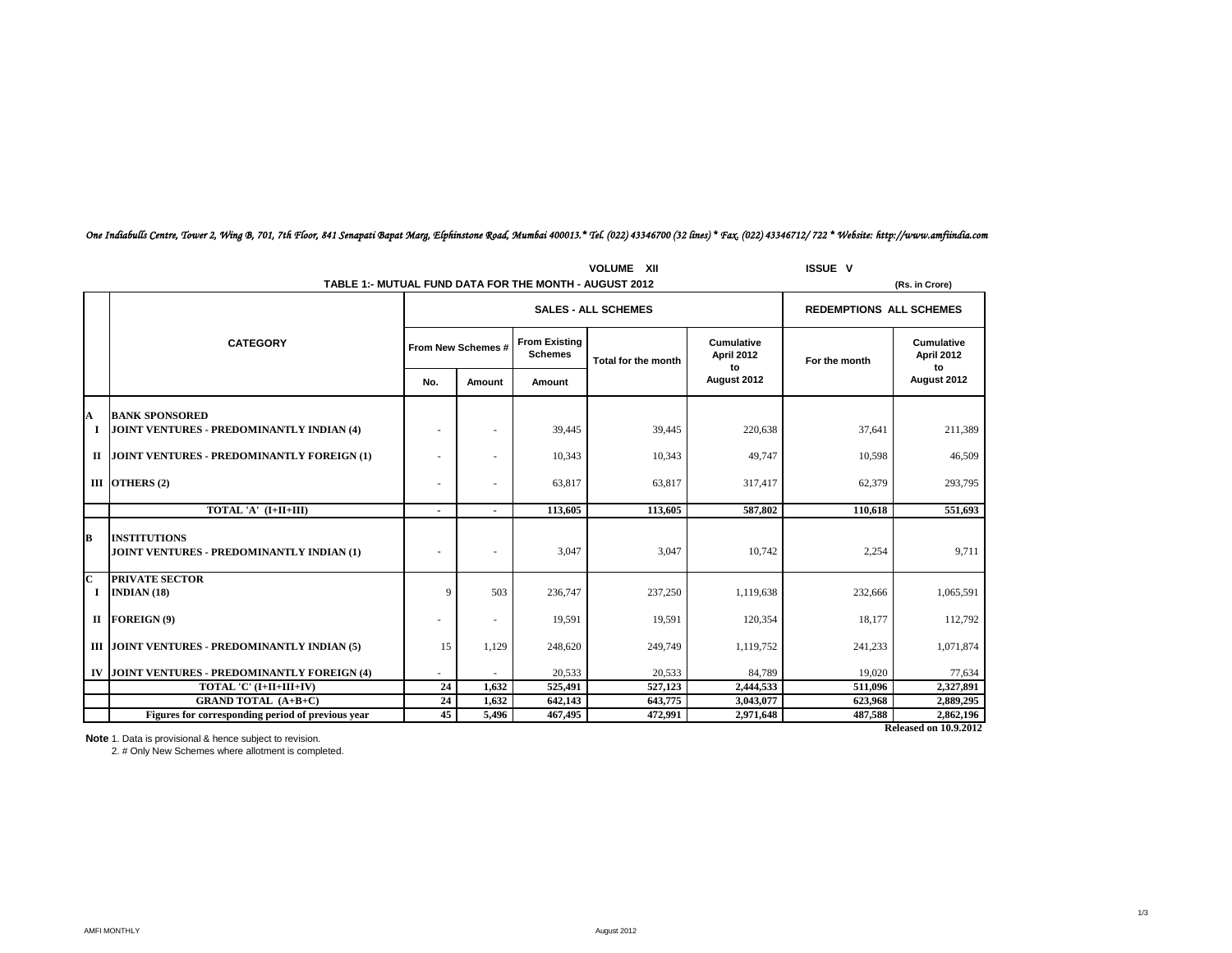*One Indiabulls Centre, Tower 2, Wing B, 701, 7th Floor, 841 Senapati Bapat Marg, Elphinstone Road, Mumbai 400013.* Tel. (022) 43346700 (32 lines) * Fax. (022) 43346712/ 722 * Website: http://www.amfiindia.com*

VOLUME XII ISSUE V

## TABLE 1:- MUTUAL FUND DATA FOR THE MONTH - AUGUST 2012

(Rs. in Crore)

| | CATEGORY | SALES - ALL SCHEMES | | | | | REDEMPTIONS ALL SCHEMES | |
|---|---|---|---|---|---|---|---|---|
| | | From New Schemes # | | From Existing Schemes | Total for the month | Cumulative April 2012 to August 2012 | For the month | Cumulative April 2012 to August 2012 |
| | | No. | Amount | Amount | | | | |
| **A** | **BANK SPONSORED** | | | | | | | |
| **I** | **JOINT VENTURES - PREDOMINANTLY INDIAN (4)** | - | - | 39,445 | 39,445 | 220,638 | 37,641 | 211,389 |
| **II** | **JOINT VENTURES - PREDOMINANTLY FOREIGN (1)** | - | - | 10,343 | 10,343 | 49,747 | 10,598 | 46,509 |
| **III** | **OTHERS (2)** | - | - | 63,817 | 63,817 | 317,417 | 62,379 | 293,795 |
| | **TOTAL 'A' (I+II+III)** | **-** | **-** | **113,605** | **113,605** | **587,802** | **110,618** | **551,693** |
| **B** | **INSTITUTIONS** | | | | | | | |
| | **JOINT VENTURES - PREDOMINANTLY INDIAN (1)** | - | - | 3,047 | 3,047 | 10,742 | 2,254 | 9,711 |
| **C** | **PRIVATE SECTOR** | | | | | | | |
| **I** | **INDIAN (18)** | 9 | 503 | 236,747 | 237,250 | 1,119,638 | 232,666 | 1,065,591 |
| **II** | **FOREIGN (9)** | - | - | 19,591 | 19,591 | 120,354 | 18,177 | 112,792 |
| **III** | **JOINT VENTURES - PREDOMINANTLY INDIAN (5)** | 15 | 1,129 | 248,620 | 249,749 | 1,119,752 | 241,233 | 1,071,874 |
| **IV** | **JOINT VENTURES - PREDOMINANTLY FOREIGN (4)** | - | - | 20,533 | 20,533 | 84,789 | 19,020 | 77,634 |
| | **TOTAL 'C' (I+II+III+IV)** | **24** | **1,632** | **525,491** | **527,123** | **2,444,533** | **511,096** | **2,327,891** |
| | **GRAND TOTAL (A+B+C)** | **24** | **1,632** | **642,143** | **643,775** | **3,043,077** | **623,968** | **2,889,295** |
| | **Figures for corresponding period of previous year** | **45** | **5,496** | **467,495** | **472,991** | **2,971,648** | **487,588** | **2,862,196** |

**Released on 10.9.2012**

**Note** 1. Data is provisional & hence subject to revision.

2. # Only New Schemes where allotment is completed.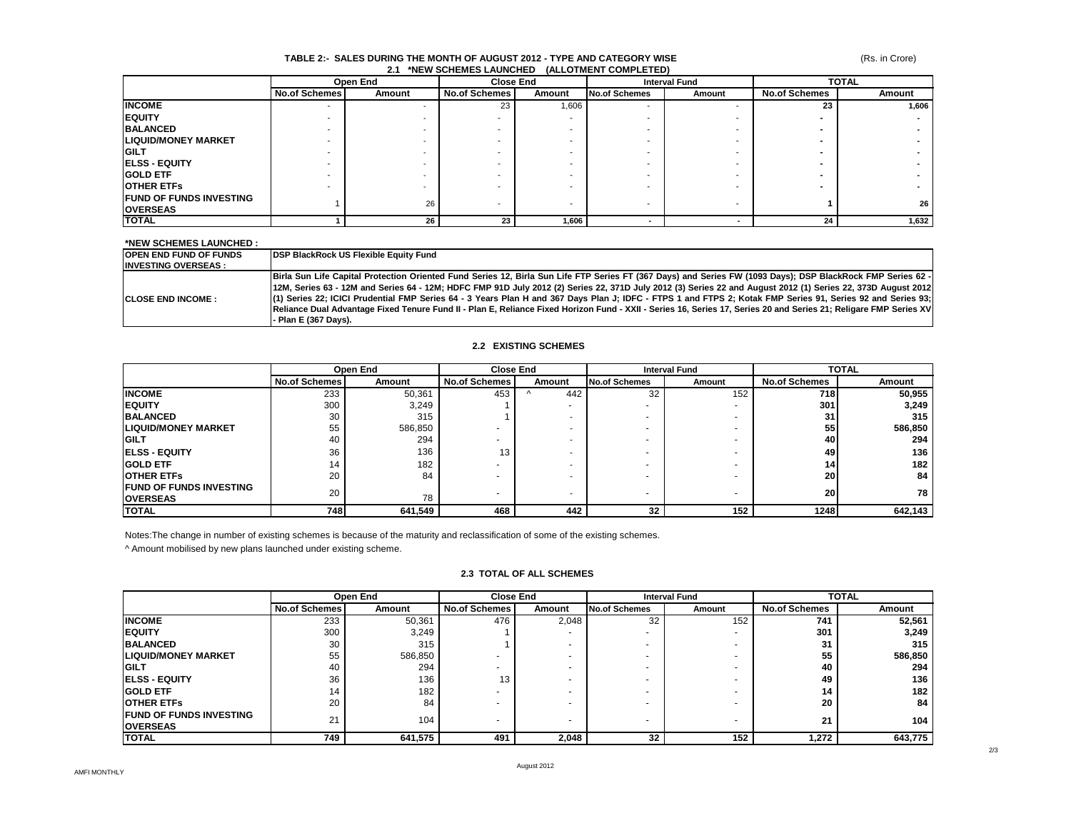## TABLE 2:- SALES DURING THE MONTH OF AUGUST 2012 - TYPE AND CATEGORY WISE

(Rs. in Crore)

### 2.1 *NEW SCHEMES LAUNCHED (ALLOTMENT COMPLETED)

| | Open End | | Close End | | Interval Fund | | TOTAL | |
|---|---|---|---|---|---|---|---|---|
| | No.of Schemes | Amount | No.of Schemes | Amount | No.of Schemes | Amount | No.of Schemes | Amount |
| **INCOME** | - | - | 23 | 1,606 | - | - | **23** | **1,606** |
| **EQUITY** | - | - | - | - | - | - | **-** | **-** |
| **BALANCED** | - | - | - | - | - | - | **-** | **-** |
| **LIQUID/MONEY MARKET** | - | - | - | - | - | - | **-** | **-** |
| **GILT** | - | - | - | - | - | - | **-** | **-** |
| **ELSS - EQUITY** | - | - | - | - | - | - | **-** | **-** |
| **GOLD ETF** | - | - | - | - | - | - | **-** | **-** |
| **OTHER ETFs** | - | - | - | - | - | - | **-** | **-** |
| **FUND OF FUNDS INVESTING OVERSEAS** | 1 | 26 | - | - | - | - | **1** | **26** |
| **TOTAL** | **1** | **26** | **23** | **1,606** | **-** | **-** | **24** | **1,632** |

**\*NEW SCHEMES LAUNCHED :**

| | |
|---|---|
| **OPEN END FUND OF FUNDS INVESTING OVERSEAS :** | **DSP BlackRock US Flexible Equity Fund** |
| **CLOSE END INCOME :** | **Birla Sun Life Capital Protection Oriented Fund Series 12, Birla Sun Life FTP Series FT (367 Days) and Series FW (1093 Days); DSP BlackRock FMP Series 62 - 12M, Series 63 - 12M and Series 64 - 12M; HDFC FMP 91D July 2012 (2) Series 22, 371D July 2012 (3) Series 22 and August 2012 (1) Series 22, 373D August 2012 (1) Series 22; ICICI Prudential FMP Series 64 - 3 Years Plan H and 367 Days Plan J; IDFC - FTPS 1 and FTPS 2; Kotak FMP Series 91, Series 92 and Series 93; Reliance Dual Advantage Fixed Tenure Fund II - Plan E, Reliance Fixed Horizon Fund - XXII - Series 16, Series 17, Series 20 and Series 21; Religare FMP Series XV - Plan E (367 Days).** |

### 2.2 EXISTING SCHEMES

| | Open End | | Close End | | Interval Fund | | TOTAL | |
|---|---|---|---|---|---|---|---|---|
| | No.of Schemes | Amount | No.of Schemes | Amount | No.of Schemes | Amount | No.of Schemes | Amount |
| **INCOME** | 233 | 50,361 | 453 | ^ 442 | 32 | 152 | **718** | **50,955** |
| **EQUITY** | 300 | 3,249 | 1 | - | - | - | **301** | **3,249** |
| **BALANCED** | 30 | 315 | 1 | - | - | - | **31** | **315** |
| **LIQUID/MONEY MARKET** | 55 | 586,850 | - | - | - | - | **55** | **586,850** |
| **GILT** | 40 | 294 | - | - | - | - | **40** | **294** |
| **ELSS - EQUITY** | 36 | 136 | 13 | - | - | - | **49** | **136** |
| **GOLD ETF** | 14 | 182 | - | - | - | - | **14** | **182** |
| **OTHER ETFs** | 20 | 84 | - | - | - | - | **20** | **84** |
| **FUND OF FUNDS INVESTING OVERSEAS** | 20 | 78 | - | - | - | - | **20** | **78** |
| **TOTAL** | **748** | **641,549** | **468** | **442** | **32** | **152** | **1248** | **642,143** |

Notes:The change in number of existing schemes is because of the maturity and reclassification of some of the existing schemes.

^ Amount mobilised by new plans launched under existing scheme.

### 2.3 TOTAL OF ALL SCHEMES

| | Open End | | Close End | | Interval Fund | | TOTAL | |
|---|---|---|---|---|---|---|---|---|
| | No.of Schemes | Amount | No.of Schemes | Amount | No.of Schemes | Amount | No.of Schemes | Amount |
| **INCOME** | 233 | 50,361 | 476 | 2,048 | 32 | 152 | **741** | **52,561** |
| **EQUITY** | 300 | 3,249 | 1 | - | - | - | **301** | **3,249** |
| **BALANCED** | 30 | 315 | 1 | - | - | - | **31** | **315** |
| **LIQUID/MONEY MARKET** | 55 | 586,850 | - | - | - | - | **55** | **586,850** |
| **GILT** | 40 | 294 | - | - | - | - | **40** | **294** |
| **ELSS - EQUITY** | 36 | 136 | 13 | - | - | - | **49** | **136** |
| **GOLD ETF** | 14 | 182 | - | - | - | - | **14** | **182** |
| **OTHER ETFs** | 20 | 84 | - | - | - | - | **20** | **84** |
| **FUND OF FUNDS INVESTING OVERSEAS** | 21 | 104 | - | - | - | - | **21** | **104** |
| **TOTAL** | **749** | **641,575** | **491** | **2,048** | **32** | **152** | **1,272** | **643,775** |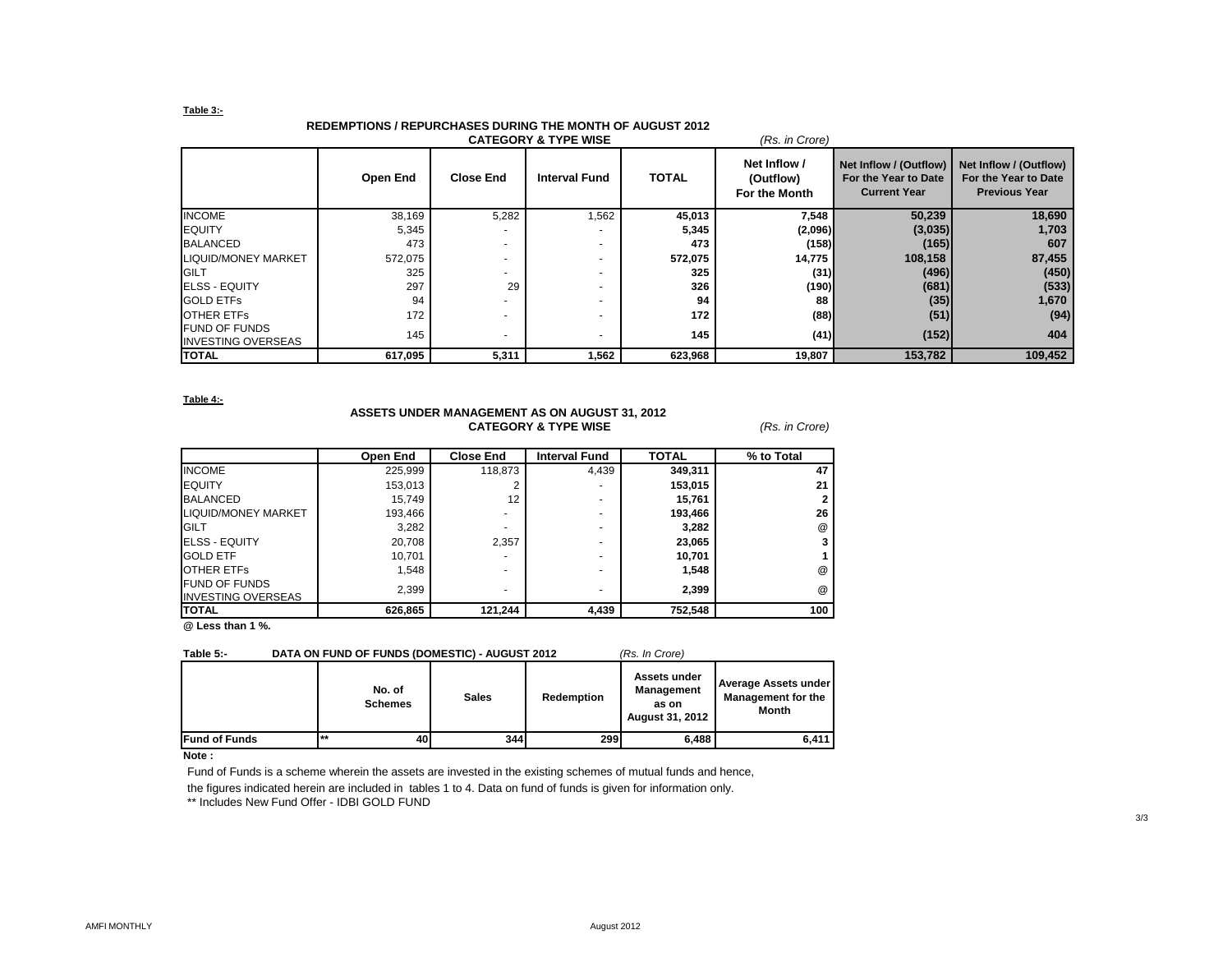**Table 3:-**

## REDEMPTIONS / REPURCHASES DURING THE MONTH OF AUGUST 2012

### CATEGORY & TYPE WISE

*(Rs. in Crore)*

| | Open End | Close End | Interval Fund | TOTAL | Net Inflow / (Outflow) For the Month | Net Inflow / (Outflow) For the Year to Date Current Year | Net Inflow / (Outflow) For the Year to Date Previous Year |
|---|---|---|---|---|---|---|---|
| INCOME | 38,169 | 5,282 | 1,562 | **45,013** | **7,548** | **50,239** | **18,690** |
| EQUITY | 5,345 | - | - | **5,345** | **(2,096)** | **(3,035)** | **1,703** |
| BALANCED | 473 | - | - | **473** | **(158)** | **(165)** | **607** |
| LIQUID/MONEY MARKET | 572,075 | - | - | **572,075** | **14,775** | **108,158** | **87,455** |
| GILT | 325 | - | - | **325** | **(31)** | **(496)** | **(450)** |
| ELSS - EQUITY | 297 | 29 | - | **326** | **(190)** | **(681)** | **(533)** |
| GOLD ETFs | 94 | - | - | **94** | **88** | **(35)** | **1,670** |
| OTHER ETFs | 172 | - | - | **172** | **(88)** | **(51)** | **(94)** |
| FUND OF FUNDS INVESTING OVERSEAS | 145 | - | - | **145** | **(41)** | **(152)** | **404** |
| **TOTAL** | **617,095** | **5,311** | **1,562** | **623,968** | **19,807** | **153,782** | **109,452** |

**Table 4:-**

## ASSETS UNDER MANAGEMENT AS ON AUGUST 31, 2012

### CATEGORY & TYPE WISE

*(Rs. in Crore)*

| | Open End | Close End | Interval Fund | TOTAL | % to Total |
|---|---|---|---|---|---|
| INCOME | 225,999 | 118,873 | 4,439 | **349,311** | **47** |
| EQUITY | 153,013 | 2 | - | **153,015** | **21** |
| BALANCED | 15,749 | 12 | - | **15,761** | **2** |
| LIQUID/MONEY MARKET | 193,466 | - | - | **193,466** | **26** |
| GILT | 3,282 | - | - | **3,282** | **@** |
| ELSS - EQUITY | 20,708 | 2,357 | - | **23,065** | **3** |
| GOLD ETF | 10,701 | - | - | **10,701** | **1** |
| OTHER ETFs | 1,548 | - | - | **1,548** | **@** |
| FUND OF FUNDS INVESTING OVERSEAS | 2,399 | - | - | **2,399** | **@** |
| **TOTAL** | **626,865** | **121,244** | **4,439** | **752,548** | **100** |

**@ Less than 1 %.**

**Table 5:- DATA ON FUND OF FUNDS (DOMESTIC) - AUGUST 2012** *(Rs. In Crore)*

| | No. of Schemes | Sales | Redemption | Assets under Management as on August 31, 2012 | Average Assets under Management for the Month |
|---|---|---|---|---|---|
| **Fund of Funds** | ** 40 | 344 | 299 | 6,488 | 6,411 |

**Note :**

Fund of Funds is a scheme wherein the assets are invested in the existing schemes of mutual funds and hence, the figures indicated herein are included in tables 1 to 4. Data on fund of funds is given for information only.

** Includes New Fund Offer - IDBI GOLD FUND